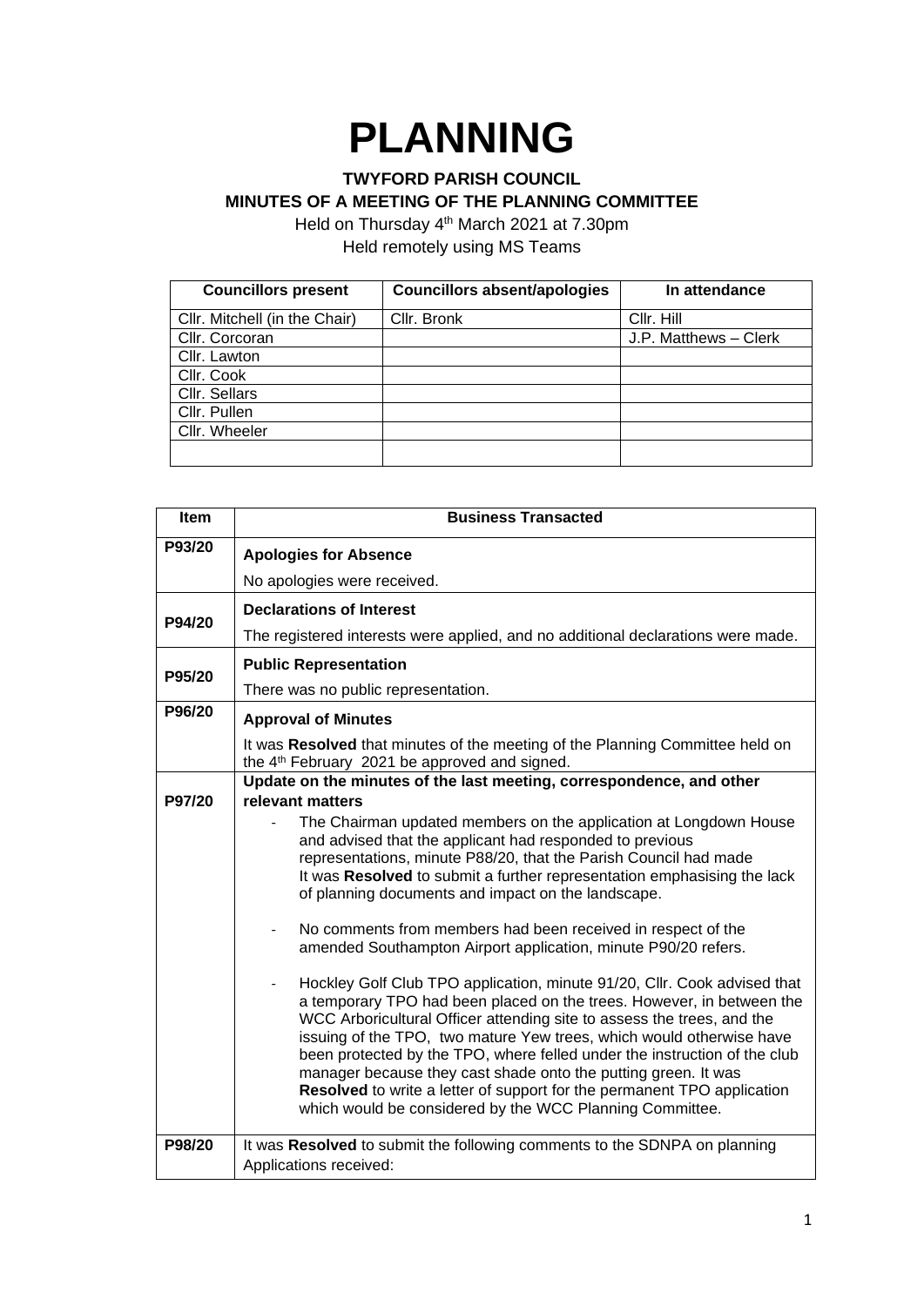# PLANNING

**TWYFORD PARISH COUNCIL**
**MINUTES OF A MEETING OF THE PLANNING COMMITTEE**

Held on Thursday 4th March 2021 at 7.30pm
Held remotely using MS Teams

| Councillors present | Councillors absent/apologies | In attendance |
|---|---|---|
| Cllr. Mitchell (in the Chair) | Cllr. Bronk | Cllr. Hill |
| Cllr. Corcoran | | J.P. Matthews – Clerk |
| Cllr. Lawton | | |
| Cllr. Cook | | |
| Cllr. Sellars | | |
| Cllr. Pullen | | |
| Cllr. Wheeler | | |
| | | |

| Item | Business Transacted |
|---|---|
| P93/20 | **Apologies for Absence**<br>No apologies were received. |
| P94/20 | **Declarations of Interest**<br>The registered interests were applied, and no additional declarations were made. |
| P95/20 | **Public Representation**<br>There was no public representation. |
| P96/20 | **Approval of Minutes**<br>It was **Resolved** that minutes of the meeting of the Planning Committee held on the 4th February 2021 be approved and signed. |
| P97/20 | **Update on the minutes of the last meeting, correspondence, and other relevant matters**<br>- The Chairman updated members on the application at Longdown House and advised that the applicant had responded to previous representations, minute P88/20, that the Parish Council had made It was **Resolved** to submit a further representation emphasising the lack of planning documents and impact on the landscape.<br>- No comments from members had been received in respect of the amended Southampton Airport application, minute P90/20 refers.<br>- Hockley Golf Club TPO application, minute 91/20, Cllr. Cook advised that a temporary TPO had been placed on the trees. However, in between the WCC Arboricultural Officer attending site to assess the trees, and the issuing of the TPO, two mature Yew trees, which would otherwise have been protected by the TPO, where felled under the instruction of the club manager because they cast shade onto the putting green. It was **Resolved** to write a letter of support for the permanent TPO application which would be considered by the WCC Planning Committee. |
| P98/20 | It was **Resolved** to submit the following comments to the SDNPA on planning Applications received: |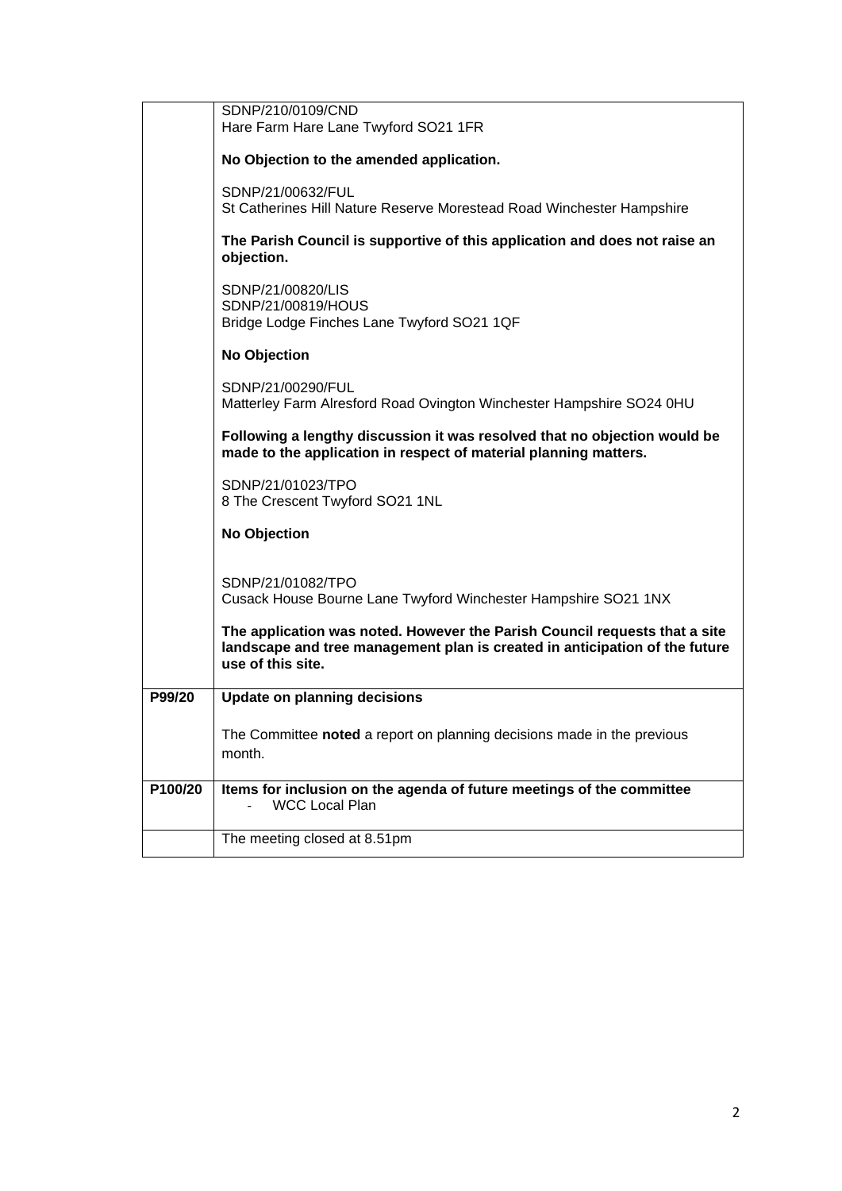| | |
|---|---|
| | SDNP/210/0109/CND<br>Hare Farm Hare Lane Twyford SO21 1FR<br><br>**No Objection to the amended application.**<br><br>SDNP/21/00632/FUL<br>St Catherines Hill Nature Reserve Morestead Road Winchester Hampshire<br><br>**The Parish Council is supportive of this application and does not raise an objection.**<br><br>SDNP/21/00820/LIS<br>SDNP/21/00819/HOUS<br>Bridge Lodge Finches Lane Twyford SO21 1QF<br><br>**No Objection**<br><br>SDNP/21/00290/FUL<br>Matterley Farm Alresford Road Ovington Winchester Hampshire SO24 0HU<br><br>**Following a lengthy discussion it was resolved that no objection would be made to the application in respect of material planning matters.**<br><br>SDNP/21/01023/TPO<br>8 The Crescent Twyford SO21 1NL<br><br>**No Objection**<br><br>SDNP/21/01082/TPO<br>Cusack House Bourne Lane Twyford Winchester Hampshire SO21 1NX<br><br>**The application was noted. However the Parish Council requests that a site landscape and tree management plan is created in anticipation of the future use of this site.** |
| **P99/20** | **Update on planning decisions**<br><br>The Committee **noted** a report on planning decisions made in the previous month. |
| **P100/20** | **Items for inclusion on the agenda of future meetings of the committee**<br>- WCC Local Plan |
| | The meeting closed at 8.51pm |